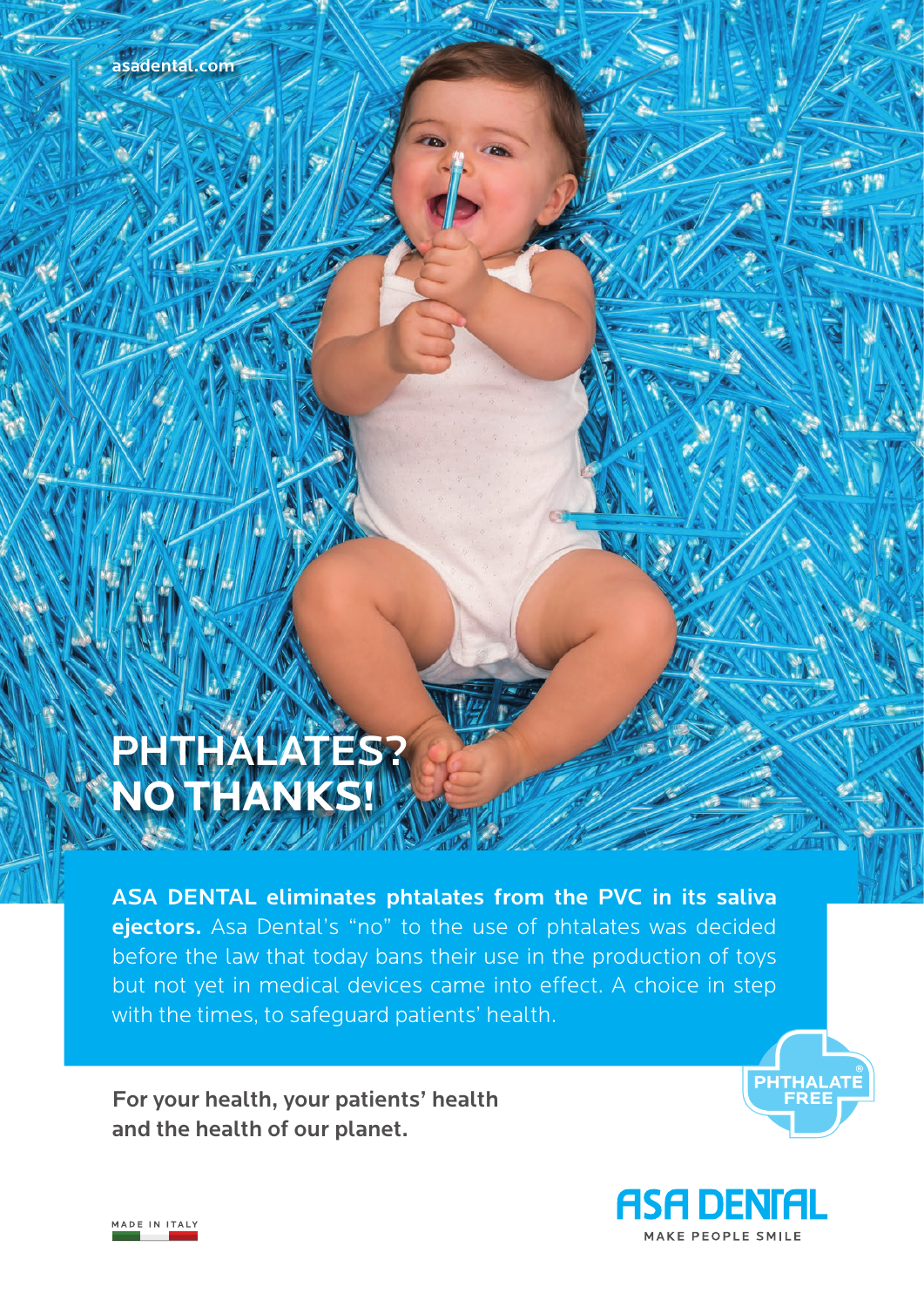asadental.com

# PHTHALATES? NO THANKS!

**ASA DENTAL eliminates phtalates from the PVC in its saliva ejectors.** Asa Dental's "no" to the use of phtalates was decided before the law that today bans their use in the production of toys but not yet in medical devices came into effect. A choice in step with the times, to safeguard patients' health.

**For your health, your patients' health and the health of our planet.**

PHTHALATE FREE®

ASA DENTAL

MAKE PEOPLE SMILE

MADE IN ITALY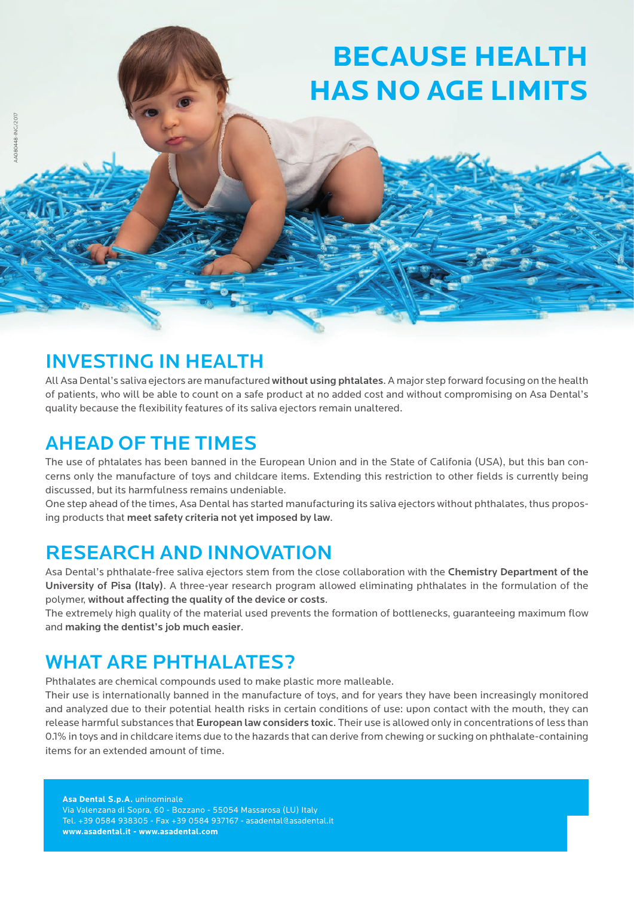# BECAUSE HEALTH HAS NO AGE LIMITS

## INVESTING IN HEALTH

All Asa Dental's saliva ejectors are manufactured **without using phtalates**. A major step forward focusing on the health of patients, who will be able to count on a safe product at no added cost and without compromising on Asa Dental's quality because the flexibility features of its saliva ejectors remain unaltered.

## AHEAD OF THE TIMES

The use of phtalates has been banned in the European Union and in the State of Califonia (USA), but this ban concerns only the manufacture of toys and childcare items. Extending this restriction to other fields is currently being discussed, but its harmfulness remains undeniable.

One step ahead of the times, Asa Dental has started manufacturing its saliva ejectors without phthalates, thus proposing products that **meet safety criteria not yet imposed by law**.

## RESEARCH AND INNOVATION

Asa Dental's phthalate-free saliva ejectors stem from the close collaboration with the **Chemistry Department of the University of Pisa (Italy)**. A three-year research program allowed eliminating phthalates in the formulation of the polymer, **without affecting the quality of the device or costs**.

The extremely high quality of the material used prevents the formation of bottlenecks, guaranteeing maximum flow and **making the dentist's job much easier**.

## WHAT ARE PHTHALATES?

Phthalates are chemical compounds used to make plastic more malleable.

Their use is internationally banned in the manufacture of toys, and for years they have been increasingly monitored and analyzed due to their potential health risks in certain conditions of use: upon contact with the mouth, they can release harmful substances that **European law considers toxic**. Their use is allowed only in concentrations of less than 0.1% in toys and in childcare items due to the hazards that can derive from chewing or sucking on phthalate-containing items for an extended amount of time.

**Asa Dental S.p.A.** uninominale
Via Valenzana di Sopra, 60 - Bozzano - 55054 Massarosa (LU) Italy
Tel. +39 0584 938305 - Fax +39 0584 937167 - asadental@asadental.it
**www.asadental.it - www.asadental.com**